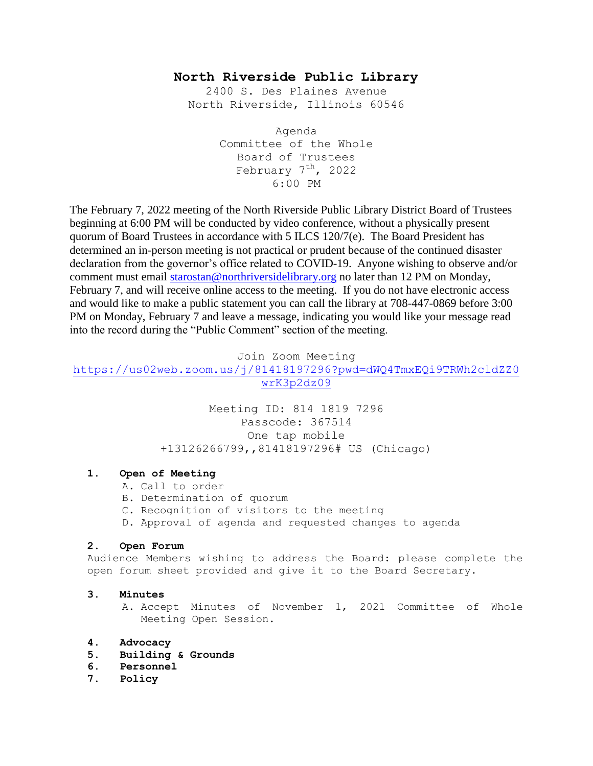# North Riverside Public Library

2400 S. Des Plaines Avenue
North Riverside, Illinois 60546

Agenda
Committee of the Whole
Board of Trustees
February 7th, 2022
6:00 PM

The February 7, 2022 meeting of the North Riverside Public Library District Board of Trustees beginning at 6:00 PM will be conducted by video conference, without a physically present quorum of Board Trustees in accordance with 5 ILCS 120/7(e). The Board President has determined an in-person meeting is not practical or prudent because of the continued disaster declaration from the governor's office related to COVID-19. Anyone wishing to observe and/or comment must email starostan@northriversidelibrary.org no later than 12 PM on Monday, February 7, and will receive online access to the meeting. If you do not have electronic access and would like to make a public statement you can call the library at 708-447-0869 before 3:00 PM on Monday, February 7 and leave a message, indicating you would like your message read into the record during the "Public Comment" section of the meeting.

Join Zoom Meeting
https://us02web.zoom.us/j/81418197296?pwd=dWQ4TmxEQi9TRWh2cldZZ0wrK3p2dz09

Meeting ID: 814 1819 7296
Passcode: 367514
One tap mobile
+13126266799,,81418197296# US (Chicago)

**1. Open of Meeting**

A. Call to order
B. Determination of quorum
C. Recognition of visitors to the meeting
D. Approval of agenda and requested changes to agenda

**2. Open Forum**

Audience Members wishing to address the Board: please complete the open forum sheet provided and give it to the Board Secretary.

**3. Minutes**

A. Accept Minutes of November 1, 2021 Committee of Whole Meeting Open Session.

**4. Advocacy**

**5. Building & Grounds**

**6. Personnel**

**7. Policy**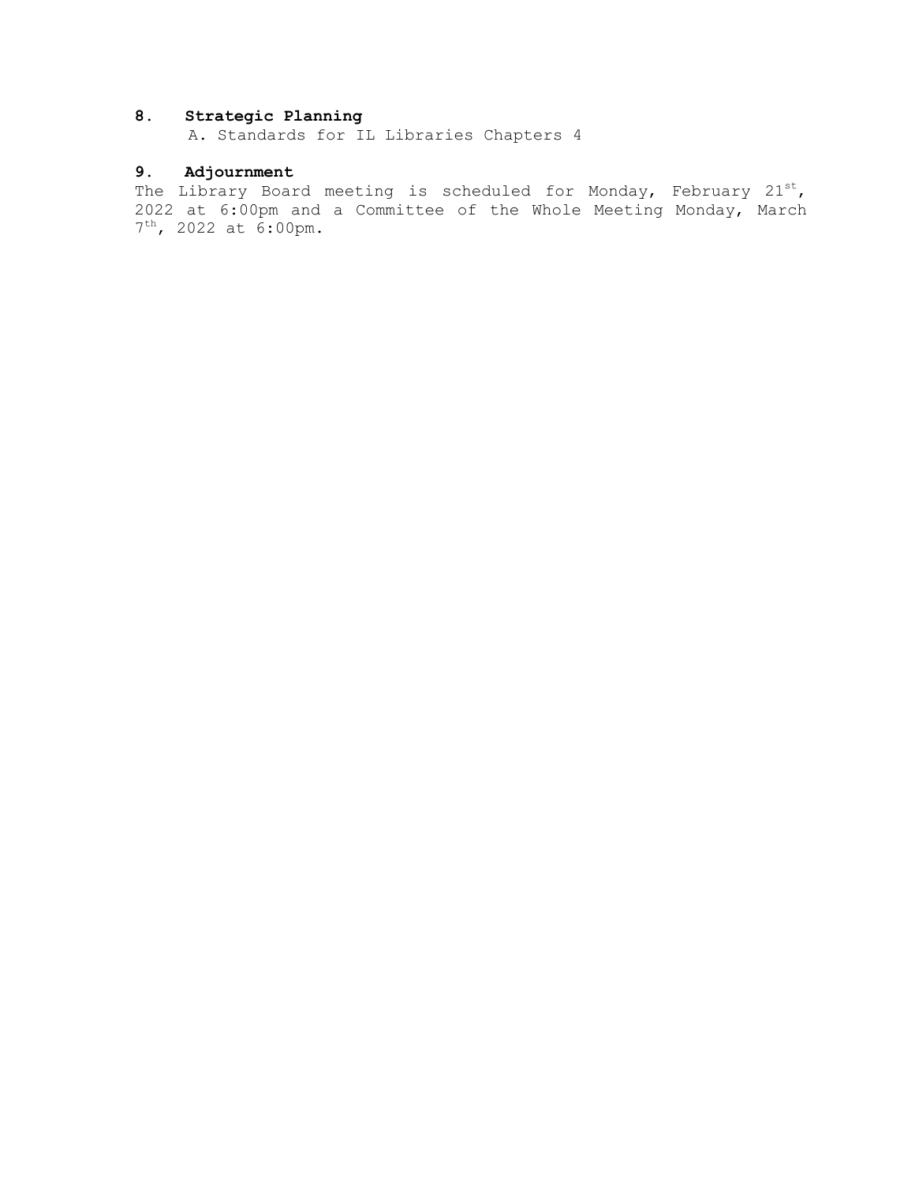**8. Strategic Planning**

A. Standards for IL Libraries Chapters 4

**9. Adjournment**

The Library Board meeting is scheduled for Monday, February 21st, 2022 at 6:00pm and a Committee of the Whole Meeting Monday, March 7th, 2022 at 6:00pm.